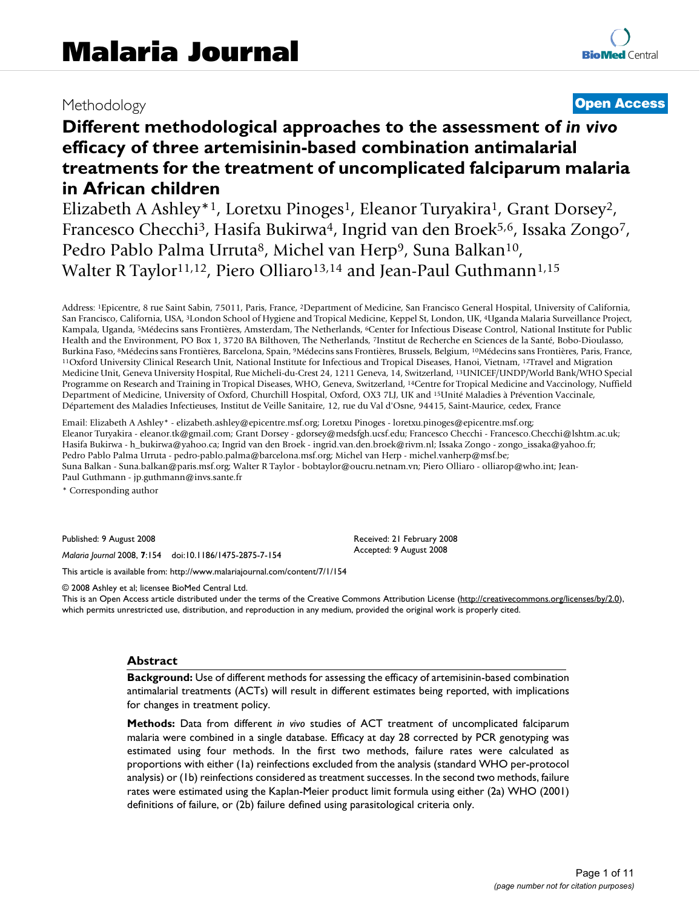# Malaria Journal

Methodology

**Open Access**

## Different methodological approaches to the assessment of *in vivo* efficacy of three artemisinin-based combination antimalarial treatments for the treatment of uncomplicated falciparum malaria in African children

Elizabeth A Ashley*[1], Loretxu Pinoges[1], Eleanor Turyakira[1], Grant Dorsey[2], Francesco Checchi[3], Hasifa Bukirwa[4], Ingrid van den Broek[5,6], Issaka Zongo[7], Pedro Pablo Palma Urruta[8], Michel van Herp[9], Suna Balkan[10], Walter R Taylor[11,12], Piero Olliaro[13,14] and Jean-Paul Guthmann[1,15]

Address: [1]Epicentre, 8 rue Saint Sabin, 75011, Paris, France, [2]Department of Medicine, San Francisco General Hospital, University of California, San Francisco, California, USA, [3]London School of Hygiene and Tropical Medicine, Keppel St, London, UK, [4]Uganda Malaria Surveillance Project, Kampala, Uganda, [5]Médecins sans Frontières, Amsterdam, The Netherlands, [6]Center for Infectious Disease Control, National Institute for Public Health and the Environment, PO Box 1, 3720 BA Bilthoven, The Netherlands, [7]Institut de Recherche en Sciences de la Santé, Bobo-Dioulasso, Burkina Faso, [8]Médecins sans Frontières, Barcelona, Spain, [9]Médecins sans Frontières, Brussels, Belgium, [10]Médecins sans Frontières, Paris, France, [11]Oxford University Clinical Research Unit, National Institute for Infectious and Tropical Diseases, Hanoi, Vietnam, [12]Travel and Migration Medicine Unit, Geneva University Hospital, Rue Micheli-du-Crest 24, 1211 Geneva, 14, Switzerland, [13]UNICEF/UNDP/World Bank/WHO Special Programme on Research and Training in Tropical Diseases, WHO, Geneva, Switzerland, [14]Centre for Tropical Medicine and Vaccinology, Nuffield Department of Medicine, University of Oxford, Churchill Hospital, Oxford, OX3 7LJ, UK and [15]Unité Maladies à Prévention Vaccinale, Département des Maladies Infectieuses, Institut de Veille Sanitaire, 12, rue du Val d'Osne, 94415, Saint-Maurice, cedex, France

Email: Elizabeth A Ashley* - elizabeth.ashley@epicentre.msf.org; Loretxu Pinoges - loretxu.pinoges@epicentre.msf.org; Eleanor Turyakira - eleanor.tk@gmail.com; Grant Dorsey - gdorsey@medsfgh.ucsf.edu; Francesco Checchi - Francesco.Checchi@lshtm.ac.uk; Hasifa Bukirwa - h_bukirwa@yahoo.ca; Ingrid van den Broek - ingrid.van.den.broek@rivm.nl; Issaka Zongo - zongo_issaka@yahoo.fr; Pedro Pablo Palma Urruta - pedro-pablo.palma@barcelona.msf.org; Michel van Herp - michel.vanherp@msf.be; Suna Balkan - Suna.balkan@paris.msf.org; Walter R Taylor - bobtaylor@oucru.netnam.vn; Piero Olliaro - olliarop@who.int; Jean-Paul Guthmann - jp.guthmann@invs.sante.fr

\* Corresponding author

Published: 9 August 2008

*Malaria Journal* 2008, **7**:154 doi:10.1186/1475-2875-7-154

Received: 21 February 2008
Accepted: 9 August 2008

This article is available from: http://www.malariajournal.com/content/7/1/154

© 2008 Ashley et al; licensee BioMed Central Ltd.
This is an Open Access article distributed under the terms of the Creative Commons Attribution License (http://creativecommons.org/licenses/by/2.0), which permits unrestricted use, distribution, and reproduction in any medium, provided the original work is properly cited.

### Abstract

**Background:** Use of different methods for assessing the efficacy of artemisinin-based combination antimalarial treatments (ACTs) will result in different estimates being reported, with implications for changes in treatment policy.

**Methods:** Data from different *in vivo* studies of ACT treatment of uncomplicated falciparum malaria were combined in a single database. Efficacy at day 28 corrected by PCR genotyping was estimated using four methods. In the first two methods, failure rates were calculated as proportions with either (1a) reinfections excluded from the analysis (standard WHO per-protocol analysis) or (1b) reinfections considered as treatment successes. In the second two methods, failure rates were estimated using the Kaplan-Meier product limit formula using either (2a) WHO (2001) definitions of failure, or (2b) failure defined using parasitological criteria only.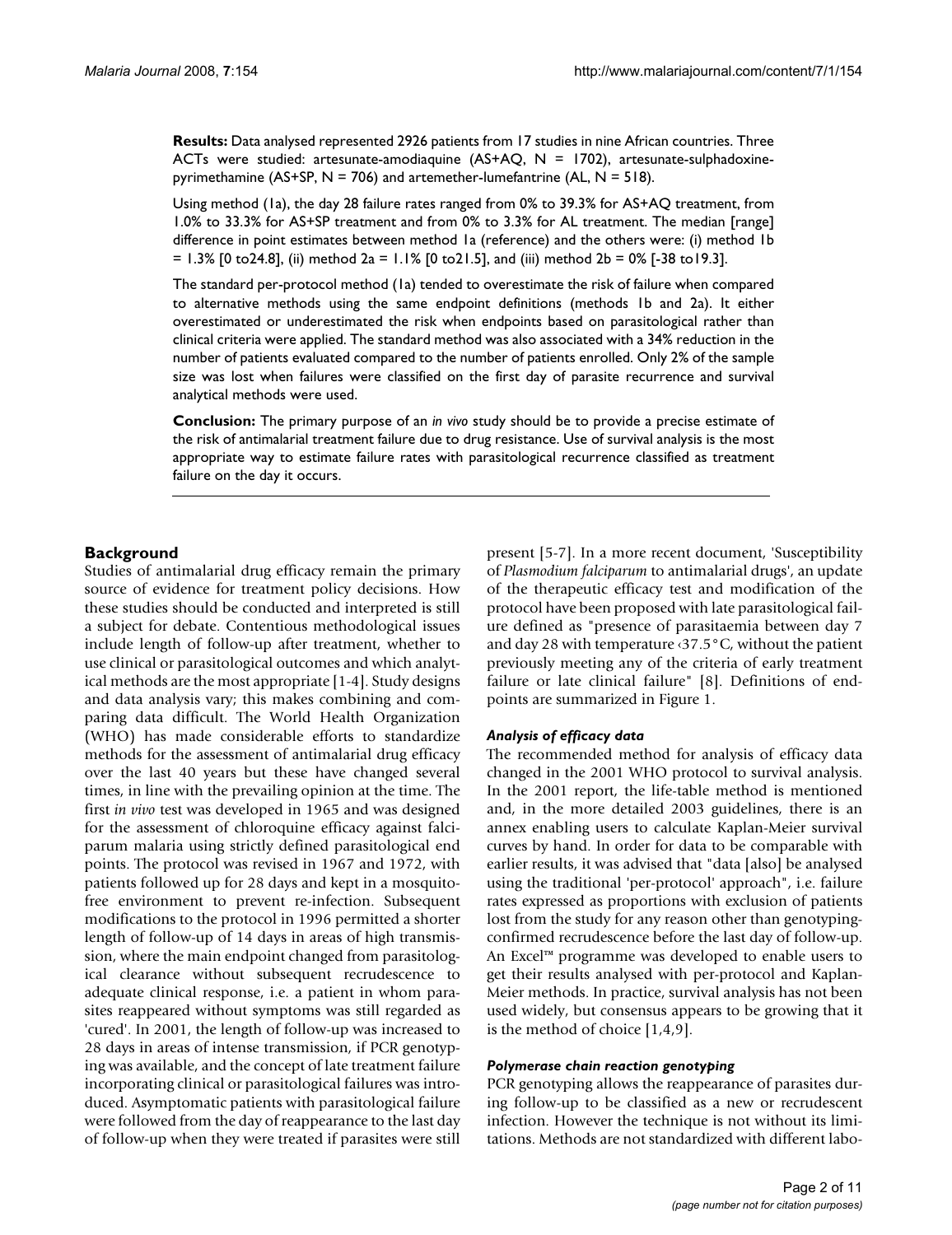**Results:** Data analysed represented 2926 patients from 17 studies in nine African countries. Three ACTs were studied: artesunate-amodiaquine (AS+AQ, N = 1702), artesunate-sulphadoxine-pyrimethamine (AS+SP, N = 706) and artemether-lumefantrine (AL, N = 518).

Using method (1a), the day 28 failure rates ranged from 0% to 39.3% for AS+AQ treatment, from 1.0% to 33.3% for AS+SP treatment and from 0% to 3.3% for AL treatment. The median [range] difference in point estimates between method 1a (reference) and the others were: (i) method 1b = 1.3% [0 to24.8], (ii) method 2a = 1.1% [0 to21.5], and (iii) method 2b = 0% [-38 to19.3].

The standard per-protocol method (1a) tended to overestimate the risk of failure when compared to alternative methods using the same endpoint definitions (methods 1b and 2a). It either overestimated or underestimated the risk when endpoints based on parasitological rather than clinical criteria were applied. The standard method was also associated with a 34% reduction in the number of patients evaluated compared to the number of patients enrolled. Only 2% of the sample size was lost when failures were classified on the first day of parasite recurrence and survival analytical methods were used.

**Conclusion:** The primary purpose of an *in vivo* study should be to provide a precise estimate of the risk of antimalarial treatment failure due to drug resistance. Use of survival analysis is the most appropriate way to estimate failure rates with parasitological recurrence classified as treatment failure on the day it occurs.

## Background

Studies of antimalarial drug efficacy remain the primary source of evidence for treatment policy decisions. How these studies should be conducted and interpreted is still a subject for debate. Contentious methodological issues include length of follow-up after treatment, whether to use clinical or parasitological outcomes and which analytical methods are the most appropriate [1-4]. Study designs and data analysis vary; this makes combining and comparing data difficult. The World Health Organization (WHO) has made considerable efforts to standardize methods for the assessment of antimalarial drug efficacy over the last 40 years but these have changed several times, in line with the prevailing opinion at the time. The first *in vivo* test was developed in 1965 and was designed for the assessment of chloroquine efficacy against falciparum malaria using strictly defined parasitological end points. The protocol was revised in 1967 and 1972, with patients followed up for 28 days and kept in a mosquito-free environment to prevent re-infection. Subsequent modifications to the protocol in 1996 permitted a shorter length of follow-up of 14 days in areas of high transmission, where the main endpoint changed from parasitological clearance without subsequent recrudescence to adequate clinical response, i.e. a patient in whom parasites reappeared without symptoms was still regarded as 'cured'. In 2001, the length of follow-up was increased to 28 days in areas of intense transmission, if PCR genotyping was available, and the concept of late treatment failure incorporating clinical or parasitological failures was introduced. Asymptomatic patients with parasitological failure were followed from the day of reappearance to the last day of follow-up when they were treated if parasites were still present [5-7]. In a more recent document, 'Susceptibility of *Plasmodium falciparum* to antimalarial drugs', an update of the therapeutic efficacy test and modification of the protocol have been proposed with late parasitological failure defined as "presence of parasitaemia between day 7 and day 28 with temperature <37.5°C, without the patient previously meeting any of the criteria of early treatment failure or late clinical failure" [8]. Definitions of endpoints are summarized in Figure 1.

### *Analysis of efficacy data*

The recommended method for analysis of efficacy data changed in the 2001 WHO protocol to survival analysis. In the 2001 report, the life-table method is mentioned and, in the more detailed 2003 guidelines, there is an annex enabling users to calculate Kaplan-Meier survival curves by hand. In order for data to be comparable with earlier results, it was advised that "data [also] be analysed using the traditional 'per-protocol' approach", i.e. failure rates expressed as proportions with exclusion of patients lost from the study for any reason other than genotyping-confirmed recrudescence before the last day of follow-up. An Excel™ programme was developed to enable users to get their results analysed with per-protocol and Kaplan-Meier methods. In practice, survival analysis has not been used widely, but consensus appears to be growing that it is the method of choice [1,4,9].

### *Polymerase chain reaction genotyping*

PCR genotyping allows the reappearance of parasites during follow-up to be classified as a new or recrudescent infection. However the technique is not without its limitations. Methods are not standardized with different labo-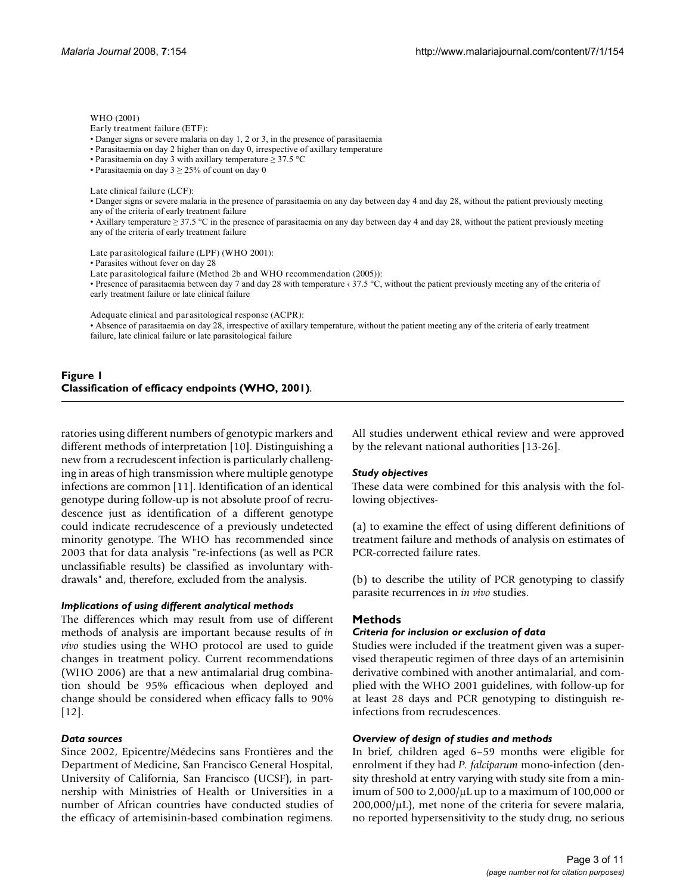WHO (2001)

Early treatment failure (ETF):

- Danger signs or severe malaria on day 1, 2 or 3, in the presence of parasitaemia
- Parasitaemia on day 2 higher than on day 0, irrespective of axillary temperature
- Parasitaemia on day 3 with axillary temperature ≥ 37.5 °C
- Parasitaemia on day 3 ≥ 25% of count on day 0

Late clinical failure (LCF):

- Danger signs or severe malaria in the presence of parasitaemia on any day between day 4 and day 28, without the patient previously meeting any of the criteria of early treatment failure
- Axillary temperature ≥ 37.5 °C in the presence of parasitaemia on any day between day 4 and day 28, without the patient previously meeting any of the criteria of early treatment failure

Late parasitological failure (LPF) (WHO 2001):

- Parasites without fever on day 28

Late parasitological failure (Method 2b and WHO recommendation (2005)):

- Presence of parasitaemia between day 7 and day 28 with temperature ‹ 37.5 °C, without the patient previously meeting any of the criteria of early treatment failure or late clinical failure

Adequate clinical and parasitological response (ACPR):

- Absence of parasitaemia on day 28, irrespective of axillary temperature, without the patient meeting any of the criteria of early treatment failure, late clinical failure or late parasitological failure

**Figure 1**
**Classification of efficacy endpoints (WHO, 2001)**.

ratories using different numbers of genotypic markers and different methods of interpretation [10]. Distinguishing a new from a recrudescent infection is particularly challenging in areas of high transmission where multiple genotype infections are common [11]. Identification of an identical genotype during follow-up is not absolute proof of recrudescence just as identification of a different genotype could indicate recrudescence of a previously undetected minority genotype. The WHO has recommended since 2003 that for data analysis "re-infections (as well as PCR unclassifiable results) be classified as involuntary withdrawals" and, therefore, excluded from the analysis.

### *Implications of using different analytical methods*

The differences which may result from use of different methods of analysis are important because results of *in vivo* studies using the WHO protocol are used to guide changes in treatment policy. Current recommendations (WHO 2006) are that a new antimalarial drug combination should be 95% efficacious when deployed and change should be considered when efficacy falls to 90% [12].

### *Data sources*

Since 2002, Epicentre/Médecins sans Frontières and the Department of Medicine, San Francisco General Hospital, University of California, San Francisco (UCSF), in partnership with Ministries of Health or Universities in a number of African countries have conducted studies of the efficacy of artemisinin-based combination regimens. All studies underwent ethical review and were approved by the relevant national authorities [13-26].

### *Study objectives*

These data were combined for this analysis with the following objectives-

(a) to examine the effect of using different definitions of treatment failure and methods of analysis on estimates of PCR-corrected failure rates.

(b) to describe the utility of PCR genotyping to classify parasite recurrences in *in vivo* studies.

## Methods

### *Criteria for inclusion or exclusion of data*

Studies were included if the treatment given was a supervised therapeutic regimen of three days of an artemisinin derivative combined with another antimalarial, and complied with the WHO 2001 guidelines, with follow-up for at least 28 days and PCR genotyping to distinguish re-infections from recrudescences.

### *Overview of design of studies and methods*

In brief, children aged 6–59 months were eligible for enrolment if they had *P. falciparum* mono-infection (density threshold at entry varying with study site from a minimum of 500 to 2,000/μL up to a maximum of 100,000 or 200,000/μL), met none of the criteria for severe malaria, no reported hypersensitivity to the study drug, no serious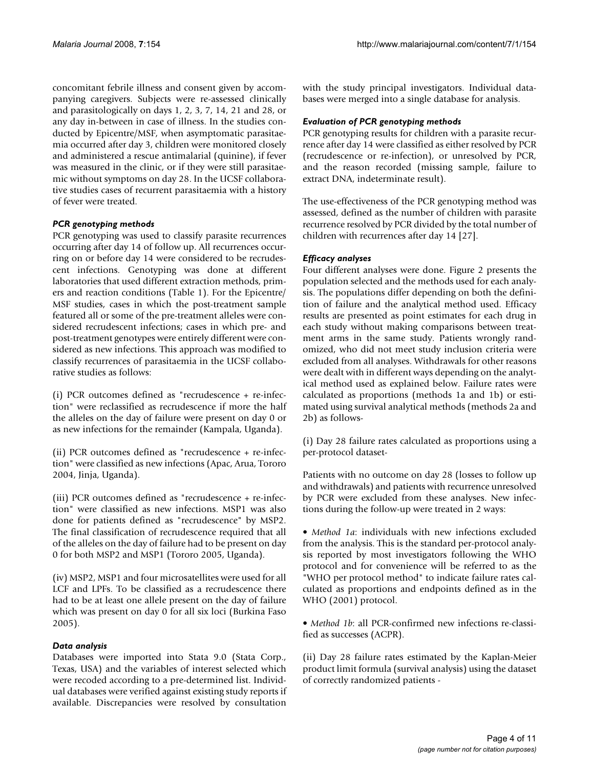concomitant febrile illness and consent given by accompanying caregivers. Subjects were re-assessed clinically and parasitologically on days 1, 2, 3, 7, 14, 21 and 28, or any day in-between in case of illness. In the studies conducted by Epicentre/MSF, when asymptomatic parasitaemia occurred after day 3, children were monitored closely and administered a rescue antimalarial (quinine), if fever was measured in the clinic, or if they were still parasitaemic without symptoms on day 28. In the UCSF collaborative studies cases of recurrent parasitaemia with a history of fever were treated.

### *PCR genotyping methods*

PCR genotyping was used to classify parasite recurrences occurring after day 14 of follow up. All recurrences occurring on or before day 14 were considered to be recrudescent infections. Genotyping was done at different laboratories that used different extraction methods, primers and reaction conditions (Table 1). For the Epicentre/MSF studies, cases in which the post-treatment sample featured all or some of the pre-treatment alleles were considered recrudescent infections; cases in which pre- and post-treatment genotypes were entirely different were considered as new infections. This approach was modified to classify recurrences of parasitaemia in the UCSF collaborative studies as follows:

(i) PCR outcomes defined as "recrudescence + re-infection" were reclassified as recrudescence if more the half the alleles on the day of failure were present on day 0 or as new infections for the remainder (Kampala, Uganda).

(ii) PCR outcomes defined as "recrudescence + re-infection" were classified as new infections (Apac, Arua, Tororo 2004, Jinja, Uganda).

(iii) PCR outcomes defined as "recrudescence + re-infection" were classified as new infections. MSP1 was also done for patients defined as "recrudescence" by MSP2. The final classification of recrudescence required that all of the alleles on the day of failure had to be present on day 0 for both MSP2 and MSP1 (Tororo 2005, Uganda).

(iv) MSP2, MSP1 and four microsatellites were used for all LCF and LPFs. To be classified as a recrudescence there had to be at least one allele present on the day of failure which was present on day 0 for all six loci (Burkina Faso 2005).

### *Data analysis*

Databases were imported into Stata 9.0 (Stata Corp., Texas, USA) and the variables of interest selected which were recoded according to a pre-determined list. Individual databases were verified against existing study reports if available. Discrepancies were resolved by consultation with the study principal investigators. Individual databases were merged into a single database for analysis.

### *Evaluation of PCR genotyping methods*

PCR genotyping results for children with a parasite recurrence after day 14 were classified as either resolved by PCR (recrudescence or re-infection), or unresolved by PCR, and the reason recorded (missing sample, failure to extract DNA, indeterminate result).

The use-effectiveness of the PCR genotyping method was assessed, defined as the number of children with parasite recurrence resolved by PCR divided by the total number of children with recurrences after day 14 [27].

### *Efficacy analyses*

Four different analyses were done. Figure 2 presents the population selected and the methods used for each analysis. The populations differ depending on both the definition of failure and the analytical method used. Efficacy results are presented as point estimates for each drug in each study without making comparisons between treatment arms in the same study. Patients wrongly randomized, who did not meet study inclusion criteria were excluded from all analyses. Withdrawals for other reasons were dealt with in different ways depending on the analytical method used as explained below. Failure rates were calculated as proportions (methods 1a and 1b) or estimated using survival analytical methods (methods 2a and 2b) as follows-

(i) Day 28 failure rates calculated as proportions using a per-protocol dataset-

Patients with no outcome on day 28 (losses to follow up and withdrawals) and patients with recurrence unresolved by PCR were excluded from these analyses. New infections during the follow-up were treated in 2 ways:

- *Method 1a*: individuals with new infections excluded from the analysis. This is the standard per-protocol analysis reported by most investigators following the WHO protocol and for convenience will be referred to as the "WHO per protocol method" to indicate failure rates calculated as proportions and endpoints defined as in the WHO (2001) protocol.

- *Method 1b*: all PCR-confirmed new infections re-classified as successes (ACPR).

(ii) Day 28 failure rates estimated by the Kaplan-Meier product limit formula (survival analysis) using the dataset of correctly randomized patients -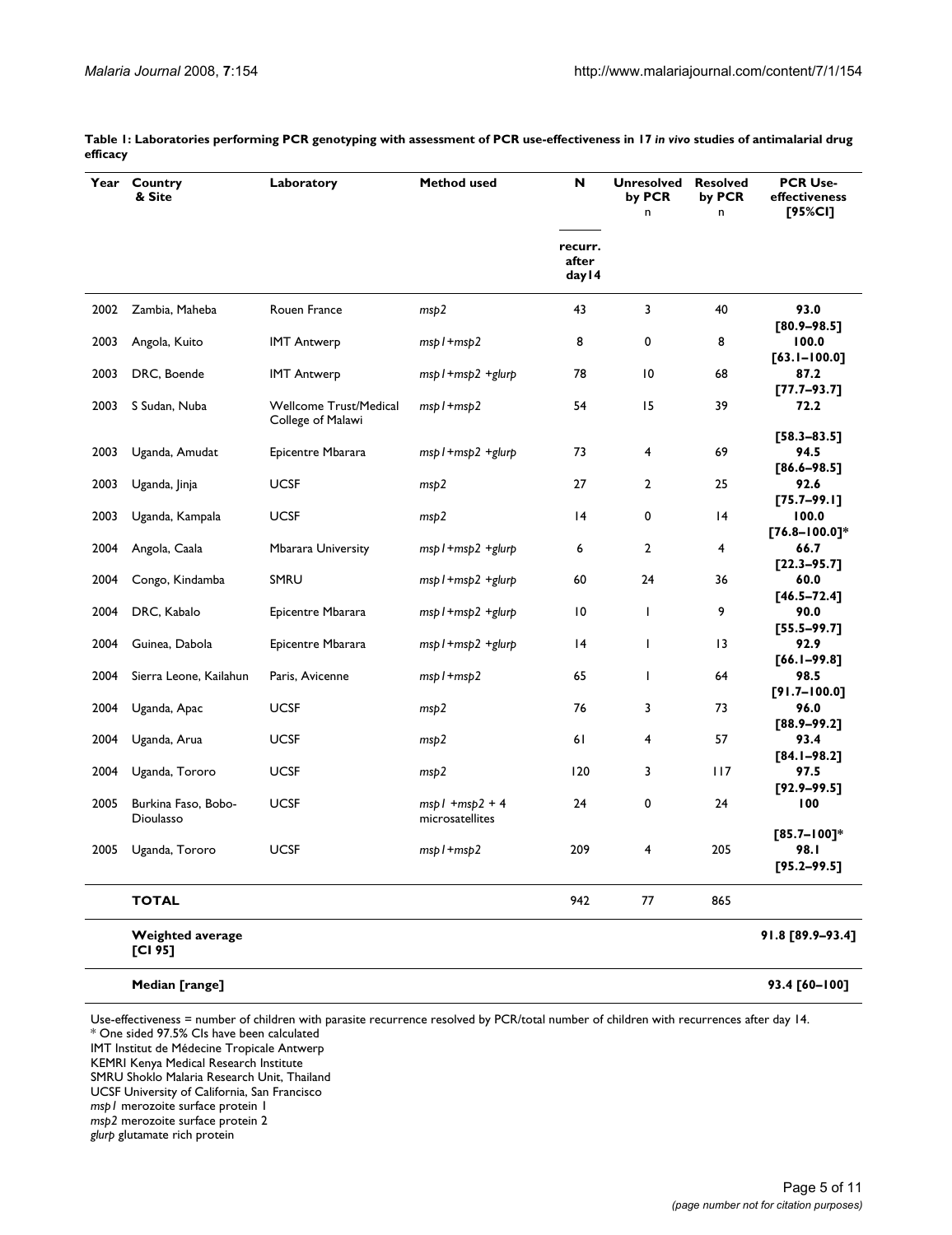**Table 1: Laboratories performing PCR genotyping with assessment of PCR use-effectiveness in 17 *in vivo* studies of antimalarial drug efficacy**

| Year | Country & Site | Laboratory | Method used | N recurr. after day14 | Unresolved by PCR n | Resolved by PCR n | PCR Use-effectiveness [95%CI] |
|---|---|---|---|---|---|---|---|
| 2002 | Zambia, Maheba | Rouen France | *msp2* | 43 | 3 | 40 | **93.0 [80.9–98.5]** |
| 2003 | Angola, Kuito | IMT Antwerp | *msp1+msp2* | 8 | 0 | 8 | **100.0 [63.1–100.0]** |
| 2003 | DRC, Boende | IMT Antwerp | *msp1+msp2 +glurp* | 78 | 10 | 68 | **87.2 [77.7–93.7]** |
| 2003 | S Sudan, Nuba | Wellcome Trust/Medical College of Malawi | *msp1+msp2* | 54 | 15 | 39 | **72.2 [58.3–83.5]** |
| 2003 | Uganda, Amudat | Epicentre Mbarara | *msp1+msp2 +glurp* | 73 | 4 | 69 | **94.5 [86.6–98.5]** |
| 2003 | Uganda, Jinja | UCSF | *msp2* | 27 | 2 | 25 | **92.6 [75.7–99.1]** |
| 2003 | Uganda, Kampala | UCSF | *msp2* | 14 | 0 | 14 | **100.0 [76.8–100.0]*** |
| 2004 | Angola, Caala | Mbarara University | *msp1+msp2 +glurp* | 6 | 2 | 4 | **66.7 [22.3–95.7]** |
| 2004 | Congo, Kindamba | SMRU | *msp1+msp2 +glurp* | 60 | 24 | 36 | **60.0 [46.5–72.4]** |
| 2004 | DRC, Kabalo | Epicentre Mbarara | *msp1+msp2 +glurp* | 10 | 1 | 9 | **90.0 [55.5–99.7]** |
| 2004 | Guinea, Dabola | Epicentre Mbarara | *msp1+msp2 +glurp* | 14 | 1 | 13 | **92.9 [66.1–99.8]** |
| 2004 | Sierra Leone, Kailahun | Paris, Avicenne | *msp1+msp2* | 65 | 1 | 64 | **98.5 [91.7–100.0]** |
| 2004 | Uganda, Apac | UCSF | *msp2* | 76 | 3 | 73 | **96.0 [88.9–99.2]** |
| 2004 | Uganda, Arua | UCSF | *msp2* | 61 | 4 | 57 | **93.4 [84.1–98.2]** |
| 2004 | Uganda, Tororo | UCSF | *msp2* | 120 | 3 | 117 | **97.5 [92.9–99.5]** |
| 2005 | Burkina Faso, Bobo-Dioulasso | UCSF | *msp1 +msp2* + 4 microsatellites | 24 | 0 | 24 | **100 [85.7–100]*** |
| 2005 | Uganda, Tororo | UCSF | *msp1+msp2* | 209 | 4 | 205 | **98.1 [95.2–99.5]** |
| | **TOTAL** | | | 942 | 77 | 865 | |
| | **Weighted average [CI 95]** | | | | | | **91.8 [89.9–93.4]** |
| | **Median [range]** | | | | | | **93.4 [60–100]** |

Use-effectiveness = number of children with parasite recurrence resolved by PCR/total number of children with recurrences after day 14.
* One sided 97.5% CIs have been calculated
IMT Institut de Médecine Tropicale Antwerp
KEMRI Kenya Medical Research Institute
SMRU Shoklo Malaria Research Unit, Thailand
UCSF University of California, San Francisco
*msp1* merozoite surface protein 1
*msp2* merozoite surface protein 2
*glurp* glutamate rich protein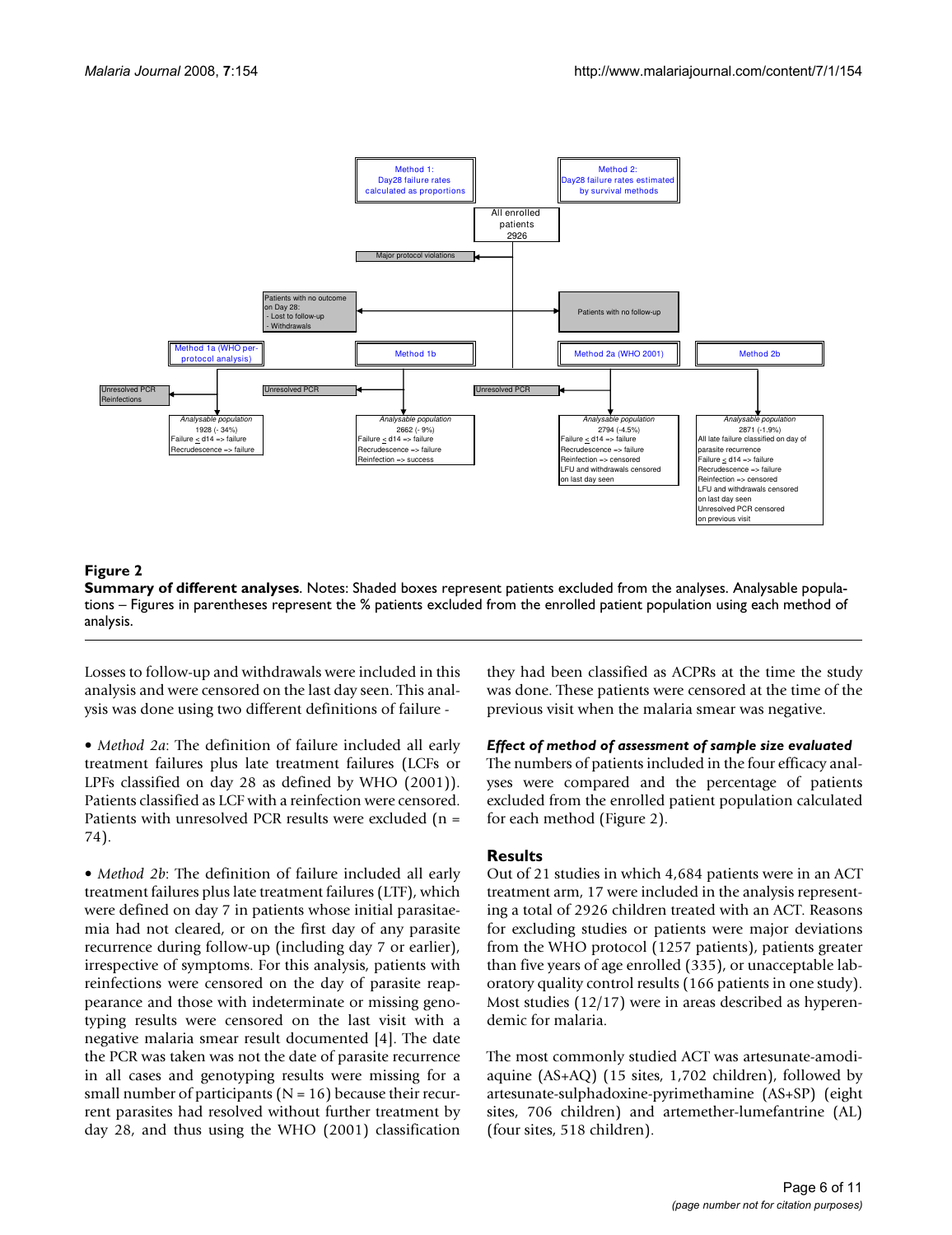Figure 2

**Summary of different analyses**. Notes: Shaded boxes represent patients excluded from the analyses. Analysable populations – Figures in parentheses represent the % patients excluded from the enrolled patient population using each method of analysis.

Losses to follow-up and withdrawals were included in this analysis and were censored on the last day seen. This analysis was done using two different definitions of failure -

• *Method 2a*: The definition of failure included all early treatment failures plus late treatment failures (LCFs or LPFs classified on day 28 as defined by WHO (2001)). Patients classified as LCF with a reinfection were censored. Patients with unresolved PCR results were excluded (n = 74).

• *Method 2b*: The definition of failure included all early treatment failures plus late treatment failures (LTF), which were defined on day 7 in patients whose initial parasitaemia had not cleared, or on the first day of any parasite recurrence during follow-up (including day 7 or earlier), irrespective of symptoms. For this analysis, patients with reinfections were censored on the day of parasite reappearance and those with indeterminate or missing genotyping results were censored on the last visit with a negative malaria smear result documented [4]. The date the PCR was taken was not the date of parasite recurrence in all cases and genotyping results were missing for a small number of participants (N = 16) because their recurrent parasites had resolved without further treatment by day 28, and thus using the WHO (2001) classification they had been classified as ACPRs at the time the study was done. These patients were censored at the time of the previous visit when the malaria smear was negative.

### *Effect of method of assessment of sample size evaluated*

The numbers of patients included in the four efficacy analyses were compared and the percentage of patients excluded from the enrolled patient population calculated for each method (Figure 2).

## Results

Out of 21 studies in which 4,684 patients were in an ACT treatment arm, 17 were included in the analysis representing a total of 2926 children treated with an ACT. Reasons for excluding studies or patients were major deviations from the WHO protocol (1257 patients), patients greater than five years of age enrolled (335), or unacceptable laboratory quality control results (166 patients in one study). Most studies (12/17) were in areas described as hyperendemic for malaria.

The most commonly studied ACT was artesunate-amodiaquine (AS+AQ) (15 sites, 1,702 children), followed by artesunate-sulphadoxine-pyrimethamine (AS+SP) (eight sites, 706 children) and artemether-lumefantrine (AL) (four sites, 518 children).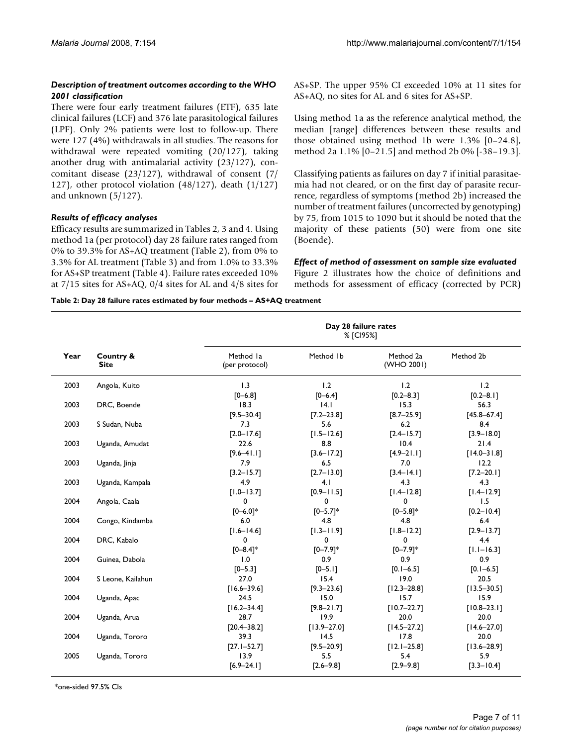### *Description of treatment outcomes according to the WHO 2001 classification*

There were four early treatment failures (ETF), 635 late clinical failures (LCF) and 376 late parasitological failures (LPF). Only 2% patients were lost to follow-up. There were 127 (4%) withdrawals in all studies. The reasons for withdrawal were repeated vomiting (20/127), taking another drug with antimalarial activity (23/127), concomitant disease (23/127), withdrawal of consent (7/127), other protocol violation (48/127), death (1/127) and unknown (5/127).

### *Results of efficacy analyses*

Efficacy results are summarized in Tables 2, 3 and 4. Using method 1a (per protocol) day 28 failure rates ranged from 0% to 39.3% for AS+AQ treatment (Table 2), from 0% to 3.3% for AL treatment (Table 3) and from 1.0% to 33.3% for AS+SP treatment (Table 4). Failure rates exceeded 10% at 7/15 sites for AS+AQ, 0/4 sites for AL and 4/8 sites for AS+SP. The upper 95% CI exceeded 10% at 11 sites for AS+AQ, no sites for AL and 6 sites for AS+SP.

Using method 1a as the reference analytical method, the median [range] differences between these results and those obtained using method 1b were 1.3% [0–24.8], method 2a 1.1% [0–21.5] and method 2b 0% [-38–19.3].

Classifying patients as failures on day 7 if initial parasitaemia had not cleared, or on the first day of parasite recurrence, regardless of symptoms (method 2b) increased the number of treatment failures (uncorrected by genotyping) by 75, from 1015 to 1090 but it should be noted that the majority of these patients (50) were from one site (Boende).

### *Effect of method of assessment on sample size evaluated*

Figure 2 illustrates how the choice of definitions and methods for assessment of efficacy (corrected by PCR)

**Table 2: Day 28 failure rates estimated by four methods – AS+AQ treatment**

| Year | Country & Site | Day 28 failure rates % [CI95%] Method 1a (per protocol) | Method 1b | Method 2a (WHO 2001) | Method 2b |
|---|---|---|---|---|---|
| 2003 | Angola, Kuito | 1.3 [0–6.8] | 1.2 [0–6.4] | 1.2 [0.2–8.3] | 1.2 [0.2–8.1] |
| 2003 | DRC, Boende | 18.3 [9.5–30.4] | 14.1 [7.2–23.8] | 15.3 [8.7–25.9] | 56.3 [45.8–67.4] |
| 2003 | S Sudan, Nuba | 7.3 [2.0–17.6] | 5.6 [1.5–12.6] | 6.2 [2.4–15.7] | 8.4 [3.9–18.0] |
| 2003 | Uganda, Amudat | 22.6 [9.6–41.1] | 8.8 [3.6–17.2] | 10.4 [4.9–21.1] | 21.4 [14.0–31.8] |
| 2003 | Uganda, Jinja | 7.9 [3.2–15.7] | 6.5 [2.7–13.0] | 7.0 [3.4–14.1] | 12.2 [7.2–20.1] |
| 2003 | Uganda, Kampala | 4.9 [1.0–13.7] | 4.1 [0.9–11.5] | 4.3 [1.4–12.8] | 4.3 [1.4–12.9] |
| 2004 | Angola, Caala | 0 [0–6.0]* | 0 [0–5.7]* | 0 [0–5.8]* | 1.5 [0.2–10.4] |
| 2004 | Congo, Kindamba | 6.0 [1.6–14.6] | 4.8 [1.3–11.9] | 4.8 [1.8–12.2] | 6.4 [2.9–13.7] |
| 2004 | DRC, Kabalo | 0 [0–8.4]* | 0 [0–7.9]* | 0 [0–7.9]* | 4.4 [1.1–16.3] |
| 2004 | Guinea, Dabola | 1.0 [0–5.3] | 0.9 [0–5.1] | 0.9 [0.1–6.5] | 0.9 [0.1–6.5] |
| 2004 | S Leone, Kailahun | 27.0 [16.6–39.6] | 15.4 [9.3–23.6] | 19.0 [12.3–28.8] | 20.5 [13.5–30.5] |
| 2004 | Uganda, Apac | 24.5 [16.2–34.4] | 15.0 [9.8–21.7] | 15.7 [10.7–22.7] | 15.9 [10.8–23.1] |
| 2004 | Uganda, Arua | 28.7 [20.4–38.2] | 19.9 [13.9–27.0] | 20.0 [14.5–27.2] | 20.0 [14.6–27.0] |
| 2004 | Uganda, Tororo | 39.3 [27.1–52.7] | 14.5 [9.5–20.9] | 17.8 [12.1–25.8] | 20.0 [13.6–28.9] |
| 2005 | Uganda, Tororo | 13.9 [6.9–24.1] | 5.5 [2.6–9.8] | 5.4 [2.9–9.8] | 5.9 [3.3–10.4] |

*one-sided 97.5% CIs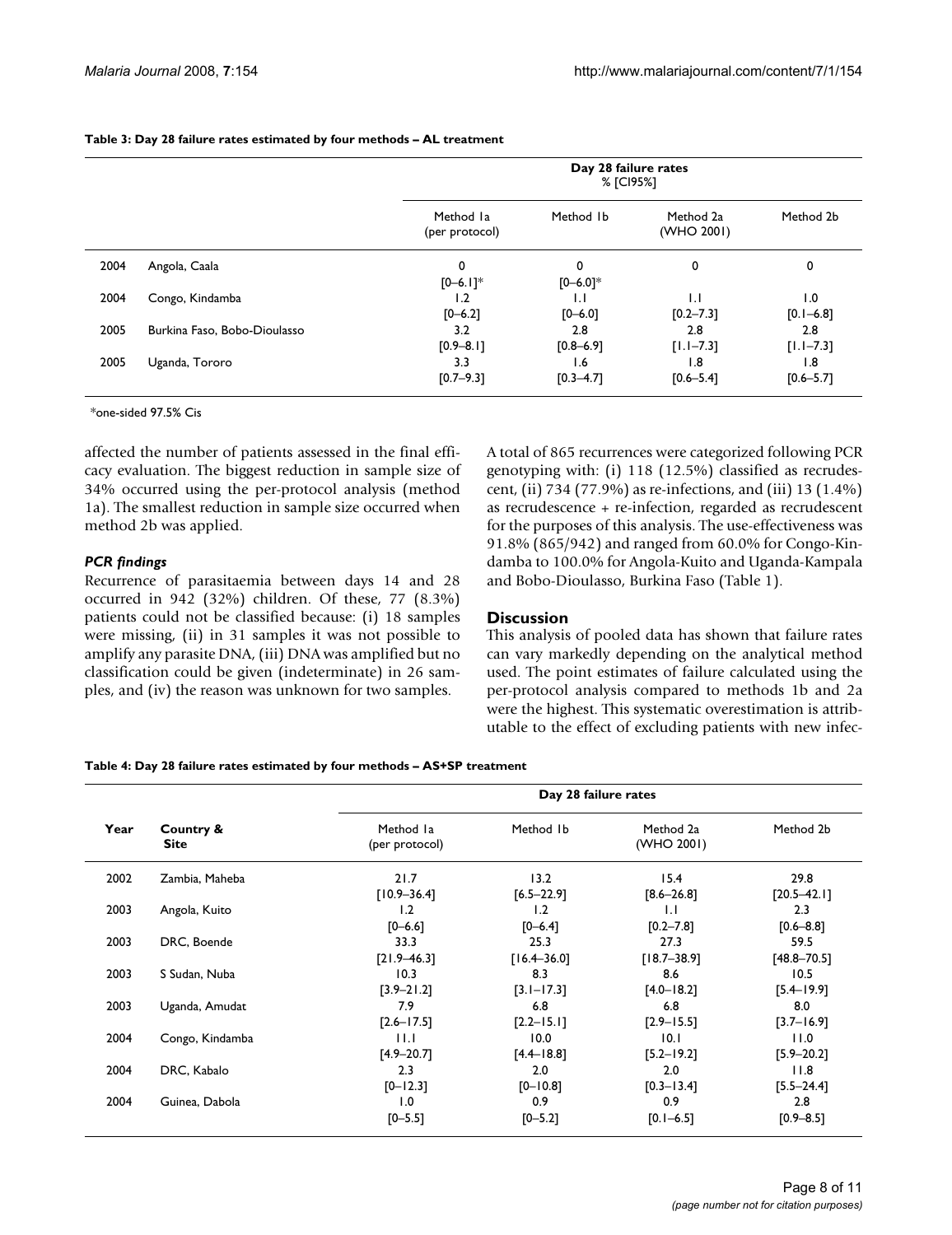**Table 3: Day 28 failure rates estimated by four methods – AL treatment**

| | | Day 28 failure rates % [CI95%] | | | |
|---|---|---|---|---|---|
| | | Method 1a (per protocol) | Method 1b | Method 2a (WHO 2001) | Method 2b |
| 2004 | Angola, Caala | 0 [0–6.1]* | 0 [0–6.0]* | 0 | 0 |
| 2004 | Congo, Kindamba | 1.2 [0–6.2] | 1.1 [0–6.0] | 1.1 [0.2–7.3] | 1.0 [0.1–6.8] |
| 2005 | Burkina Faso, Bobo-Dioulasso | 3.2 [0.9–8.1] | 2.8 [0.8–6.9] | 2.8 [1.1–7.3] | 2.8 [1.1–7.3] |
| 2005 | Uganda, Tororo | 3.3 [0.7–9.3] | 1.6 [0.3–4.7] | 1.8 [0.6–5.4] | 1.8 [0.6–5.7] |

*one-sided 97.5% Cis

affected the number of patients assessed in the final efficacy evaluation. The biggest reduction in sample size of 34% occurred using the per-protocol analysis (method 1a). The smallest reduction in sample size occurred when method 2b was applied.

### *PCR findings*

Recurrence of parasitaemia between days 14 and 28 occurred in 942 (32%) children. Of these, 77 (8.3%) patients could not be classified because: (i) 18 samples were missing, (ii) in 31 samples it was not possible to amplify any parasite DNA, (iii) DNA was amplified but no classification could be given (indeterminate) in 26 samples, and (iv) the reason was unknown for two samples.

A total of 865 recurrences were categorized following PCR genotyping with: (i) 118 (12.5%) classified as recrudescent, (ii) 734 (77.9%) as re-infections, and (iii) 13 (1.4%) as recrudescence + re-infection, regarded as recrudescent for the purposes of this analysis. The use-effectiveness was 91.8% (865/942) and ranged from 60.0% for Congo-Kindamba to 100.0% for Angola-Kuito and Uganda-Kampala and Bobo-Dioulasso, Burkina Faso (Table 1).

## Discussion

This analysis of pooled data has shown that failure rates can vary markedly depending on the analytical method used. The point estimates of failure calculated using the per-protocol analysis compared to methods 1b and 2a were the highest. This systematic overestimation is attributable to the effect of excluding patients with new infec-

**Table 4: Day 28 failure rates estimated by four methods – AS+SP treatment**

| Year | Country & Site | Day 28 failure rates | | | |
|---|---|---|---|---|---|
| | | Method 1a (per protocol) | Method 1b | Method 2a (WHO 2001) | Method 2b |
| 2002 | Zambia, Maheba | 21.7 [10.9–36.4] | 13.2 [6.5–22.9] | 15.4 [8.6–26.8] | 29.8 [20.5–42.1] |
| 2003 | Angola, Kuito | 1.2 [0–6.6] | 1.2 [0–6.4] | 1.1 [0.2–7.8] | 2.3 [0.6–8.8] |
| 2003 | DRC, Boende | 33.3 [21.9–46.3] | 25.3 [16.4–36.0] | 27.3 [18.7–38.9] | 59.5 [48.8–70.5] |
| 2003 | S Sudan, Nuba | 10.3 [3.9–21.2] | 8.3 [3.1–17.3] | 8.6 [4.0–18.2] | 10.5 [5.4–19.9] |
| 2003 | Uganda, Amudat | 7.9 [2.6–17.5] | 6.8 [2.2–15.1] | 6.8 [2.9–15.5] | 8.0 [3.7–16.9] |
| 2004 | Congo, Kindamba | 11.1 [4.9–20.7] | 10.0 [4.4–18.8] | 10.1 [5.2–19.2] | 11.0 [5.9–20.2] |
| 2004 | DRC, Kabalo | 2.3 [0–12.3] | 2.0 [0–10.8] | 2.0 [0.3–13.4] | 11.8 [5.5–24.4] |
| 2004 | Guinea, Dabola | 1.0 [0–5.5] | 0.9 [0–5.2] | 0.9 [0.1–6.5] | 2.8 [0.9–8.5] |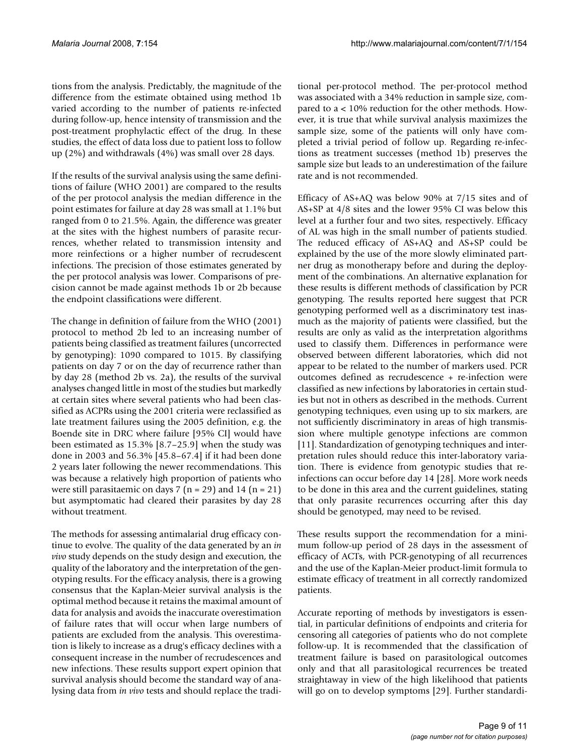tions from the analysis. Predictably, the magnitude of the difference from the estimate obtained using method 1b varied according to the number of patients re-infected during follow-up, hence intensity of transmission and the post-treatment prophylactic effect of the drug. In these studies, the effect of data loss due to patient loss to follow up (2%) and withdrawals (4%) was small over 28 days.

If the results of the survival analysis using the same definitions of failure (WHO 2001) are compared to the results of the per protocol analysis the median difference in the point estimates for failure at day 28 was small at 1.1% but ranged from 0 to 21.5%. Again, the difference was greater at the sites with the highest numbers of parasite recurrences, whether related to transmission intensity and more reinfections or a higher number of recrudescent infections. The precision of those estimates generated by the per protocol analysis was lower. Comparisons of precision cannot be made against methods 1b or 2b because the endpoint classifications were different.

The change in definition of failure from the WHO (2001) protocol to method 2b led to an increasing number of patients being classified as treatment failures (uncorrected by genotyping): 1090 compared to 1015. By classifying patients on day 7 or on the day of recurrence rather than by day 28 (method 2b vs. 2a), the results of the survival analyses changed little in most of the studies but markedly at certain sites where several patients who had been classified as ACPRs using the 2001 criteria were reclassified as late treatment failures using the 2005 definition, e.g. the Boende site in DRC where failure [95% CI] would have been estimated as 15.3% [8.7–25.9] when the study was done in 2003 and 56.3% [45.8–67.4] if it had been done 2 years later following the newer recommendations. This was because a relatively high proportion of patients who were still parasitaemic on days 7 (n = 29) and 14 (n = 21) but asymptomatic had cleared their parasites by day 28 without treatment.

The methods for assessing antimalarial drug efficacy continue to evolve. The quality of the data generated by an *in vivo* study depends on the study design and execution, the quality of the laboratory and the interpretation of the genotyping results. For the efficacy analysis, there is a growing consensus that the Kaplan-Meier survival analysis is the optimal method because it retains the maximal amount of data for analysis and avoids the inaccurate overestimation of failure rates that will occur when large numbers of patients are excluded from the analysis. This overestimation is likely to increase as a drug's efficacy declines with a consequent increase in the number of recrudescences and new infections. These results support expert opinion that survival analysis should become the standard way of analysing data from *in vivo* tests and should replace the traditional per-protocol method. The per-protocol method was associated with a 34% reduction in sample size, compared to a < 10% reduction for the other methods. However, it is true that while survival analysis maximizes the sample size, some of the patients will only have completed a trivial period of follow up. Regarding re-infections as treatment successes (method 1b) preserves the sample size but leads to an underestimation of the failure rate and is not recommended.

Efficacy of AS+AQ was below 90% at 7/15 sites and of AS+SP at 4/8 sites and the lower 95% CI was below this level at a further four and two sites, respectively. Efficacy of AL was high in the small number of patients studied. The reduced efficacy of AS+AQ and AS+SP could be explained by the use of the more slowly eliminated partner drug as monotherapy before and during the deployment of the combinations. An alternative explanation for these results is different methods of classification by PCR genotyping. The results reported here suggest that PCR genotyping performed well as a discriminatory test inasmuch as the majority of patients were classified, but the results are only as valid as the interpretation algorithms used to classify them. Differences in performance were observed between different laboratories, which did not appear to be related to the number of markers used. PCR outcomes defined as recrudescence + re-infection were classified as new infections by laboratories in certain studies but not in others as described in the methods. Current genotyping techniques, even using up to six markers, are not sufficiently discriminatory in areas of high transmission where multiple genotype infections are common [11]. Standardization of genotyping techniques and interpretation rules should reduce this inter-laboratory variation. There is evidence from genotypic studies that re-infections can occur before day 14 [28]. More work needs to be done in this area and the current guidelines, stating that only parasite recurrences occurring after this day should be genotyped, may need to be revised.

These results support the recommendation for a minimum follow-up period of 28 days in the assessment of efficacy of ACTs, with PCR-genotyping of all recurrences and the use of the Kaplan-Meier product-limit formula to estimate efficacy of treatment in all correctly randomized patients.

Accurate reporting of methods by investigators is essential, in particular definitions of endpoints and criteria for censoring all categories of patients who do not complete follow-up. It is recommended that the classification of treatment failure is based on parasitological outcomes only and that all parasitological recurrences be treated straightaway in view of the high likelihood that patients will go on to develop symptoms [29]. Further standardi-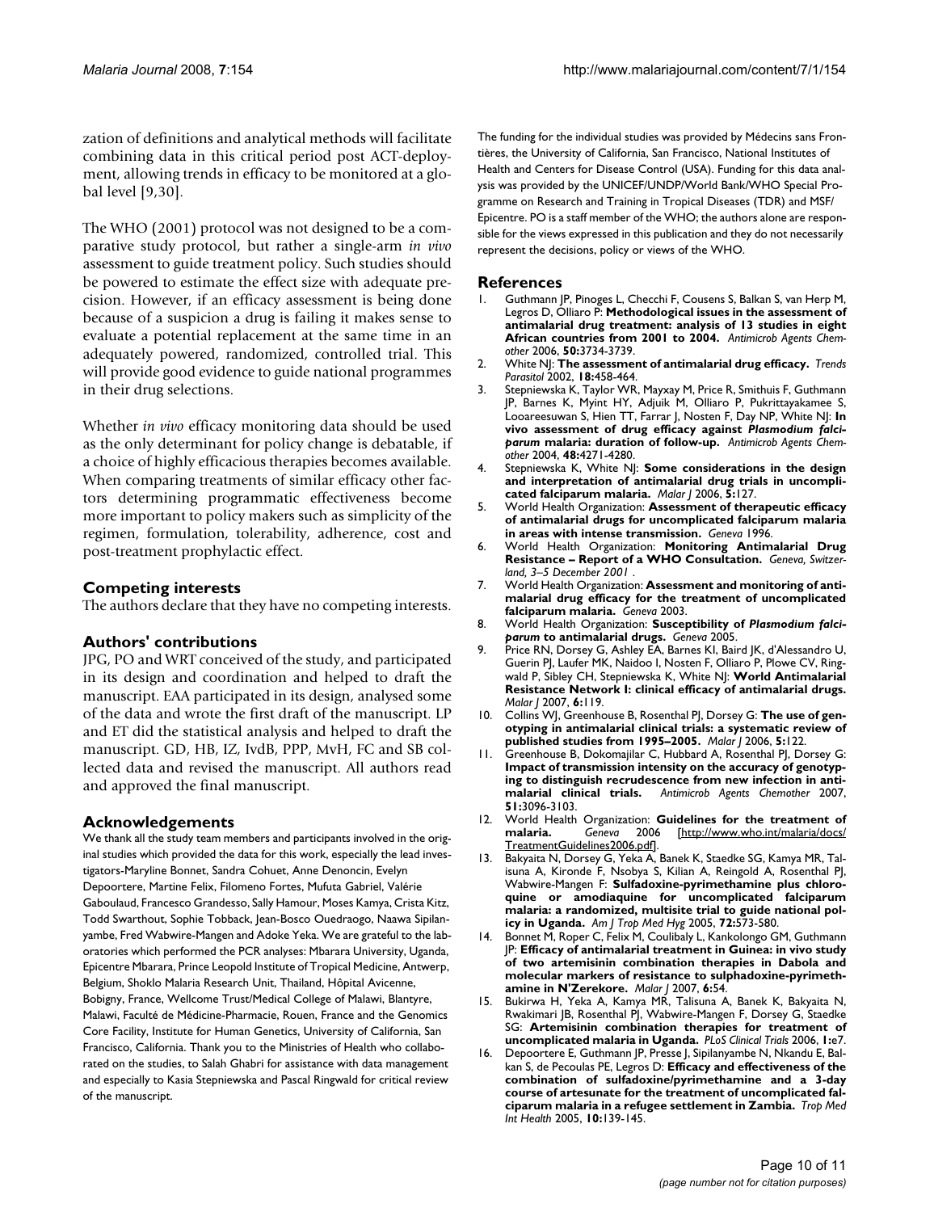zation of definitions and analytical methods will facilitate combining data in this critical period post ACT-deployment, allowing trends in efficacy to be monitored at a global level [9,30].

The WHO (2001) protocol was not designed to be a comparative study protocol, but rather a single-arm *in vivo* assessment to guide treatment policy. Such studies should be powered to estimate the effect size with adequate precision. However, if an efficacy assessment is being done because of a suspicion a drug is failing it makes sense to evaluate a potential replacement at the same time in an adequately powered, randomized, controlled trial. This will provide good evidence to guide national programmes in their drug selections.

Whether *in vivo* efficacy monitoring data should be used as the only determinant for policy change is debatable, if a choice of highly efficacious therapies becomes available. When comparing treatments of similar efficacy other factors determining programmatic effectiveness become more important to policy makers such as simplicity of the regimen, formulation, tolerability, adherence, cost and post-treatment prophylactic effect.

## Competing interests

The authors declare that they have no competing interests.

## Authors' contributions

JPG, PO and WRT conceived of the study, and participated in its design and coordination and helped to draft the manuscript. EAA participated in its design, analysed some of the data and wrote the first draft of the manuscript. LP and ET did the statistical analysis and helped to draft the manuscript. GD, HB, IZ, IvdB, PPP, MvH, FC and SB collected data and revised the manuscript. All authors read and approved the final manuscript.

## Acknowledgements

We thank all the study team members and participants involved in the original studies which provided the data for this work, especially the lead investigators-Maryline Bonnet, Sandra Cohuet, Anne Denoncin, Evelyn Depoortere, Martine Felix, Filomeno Fortes, Mufuta Gabriel, Valérie Gaboulaud, Francesco Grandesso, Sally Hamour, Moses Kamya, Crista Kitz, Todd Swarthout, Sophie Tobback, Jean-Bosco Ouedraogo, Naawa Sipilanyambe, Fred Wabwire-Mangen and Adoke Yeka. We are grateful to the laboratories which performed the PCR analyses: Mbarara University, Uganda, Epicentre Mbarara, Prince Leopold Institute of Tropical Medicine, Antwerp, Belgium, Shoklo Malaria Research Unit, Thailand, Hôpital Avicenne, Bobigny, France, Wellcome Trust/Medical College of Malawi, Blantyre, Malawi, Faculté de Médicine-Pharmacie, Rouen, France and the Genomics Core Facility, Institute for Human Genetics, University of California, San Francisco, California. Thank you to the Ministries of Health who collaborated on the studies, to Salah Ghabri for assistance with data management and especially to Kasia Stepniewska and Pascal Ringwald for critical review of the manuscript.

The funding for the individual studies was provided by Médecins sans Frontières, the University of California, San Francisco, National Institutes of Health and Centers for Disease Control (USA). Funding for this data analysis was provided by the UNICEF/UNDP/World Bank/WHO Special Programme on Research and Training in Tropical Diseases (TDR) and MSF/Epicentre. PO is a staff member of the WHO; the authors alone are responsible for the views expressed in this publication and they do not necessarily represent the decisions, policy or views of the WHO.

## References

1. Guthmann JP, Pinoges L, Checchi F, Cousens S, Balkan S, van Herp M, Legros D, Olliaro P: **Methodological issues in the assessment of antimalarial drug treatment: analysis of 13 studies in eight African countries from 2001 to 2004.** *Antimicrob Agents Chemother* 2006, **50:**3734-3739.
2. White NJ: **The assessment of antimalarial drug efficacy.** *Trends Parasitol* 2002, **18:**458-464.
3. Stepniewska K, Taylor WR, Mayxay M, Price R, Smithuis F, Guthmann JP, Barnes K, Myint HY, Adjuik M, Olliaro P, Pukrittayakamee S, Looareesuwan S, Hien TT, Farrar J, Nosten F, Day NP, White NJ: **In vivo assessment of drug efficacy against *Plasmodium falciparum* malaria: duration of follow-up.** *Antimicrob Agents Chemother* 2004, **48:**4271-4280.
4. Stepniewska K, White NJ: **Some considerations in the design and interpretation of antimalarial drug trials in uncomplicated falciparum malaria.** *Malar J* 2006, **5:**127.
5. World Health Organization: **Assessment of therapeutic efficacy of antimalarial drugs for uncomplicated falciparum malaria in areas with intense transmission.** *Geneva* 1996.
6. World Health Organization: **Monitoring Antimalarial Drug Resistance – Report of a WHO Consultation.** *Geneva, Switzerland, 3–5 December 2001* .
7. World Health Organization: **Assessment and monitoring of antimalarial drug efficacy for the treatment of uncomplicated falciparum malaria.** *Geneva* 2003.
8. World Health Organization: **Susceptibility of *Plasmodium falciparum* to antimalarial drugs.** *Geneva* 2005.
9. Price RN, Dorsey G, Ashley EA, Barnes KI, Baird JK, d'Alessandro U, Guerin PJ, Laufer MK, Naidoo I, Nosten F, Olliaro P, Plowe CV, Ringwald P, Sibley CH, Stepniewska K, White NJ: **World Antimalarial Resistance Network I: clinical efficacy of antimalarial drugs.** *Malar J* 2007, **6:**119.
10. Collins WJ, Greenhouse B, Rosenthal PJ, Dorsey G: **The use of genotyping in antimalarial clinical trials: a systematic review of published studies from 1995–2005.** *Malar J* 2006, **5:**122.
11. Greenhouse B, Dokomajilar C, Hubbard A, Rosenthal PJ, Dorsey G: **Impact of transmission intensity on the accuracy of genotyping to distinguish recrudescence from new infection in antimalarial clinical trials.** *Antimicrob Agents Chemother* 2007, **51:**3096-3103.
12. World Health Organization: **Guidelines for the treatment of malaria.** *Geneva* 2006 [http://www.who.int/malaria/docs/TreatmentGuidelines2006.pdf].
13. Bakyaita N, Dorsey G, Yeka A, Banek K, Staedke SG, Kamya MR, Talisuna A, Kironde F, Nsobya S, Kilian A, Reingold A, Rosenthal PJ, Wabwire-Mangen F: **Sulfadoxine-pyrimethamine plus chloroquine or amodiaquine for uncomplicated falciparum malaria: a randomized, multisite trial to guide national policy in Uganda.** *Am J Trop Med Hyg* 2005, **72:**573-580.
14. Bonnet M, Roper C, Felix M, Coulibaly L, Kankolongo GM, Guthmann JP: **Efficacy of antimalarial treatment in Guinea: in vivo study of two artemisinin combination therapies in Dabola and molecular markers of resistance to sulphadoxine-pyrimethamine in N'Zerekore.** *Malar J* 2007, **6:**54.
15. Bukirwa H, Yeka A, Kamya MR, Talisuna A, Banek K, Bakyaita N, Rwakimari JB, Rosenthal PJ, Wabwire-Mangen F, Dorsey G, Staedke SG: **Artemisinin combination therapies for treatment of uncomplicated malaria in Uganda.** *PLoS Clinical Trials* 2006, **1:**e7.
16. Depoortere E, Guthmann JP, Presse J, Sipilanyambe N, Nkandu E, Balkan S, de Pecoulas PE, Legros D: **Efficacy and effectiveness of the combination of sulfadoxine/pyrimethamine and a 3-day course of artesunate for the treatment of uncomplicated falciparum malaria in a refugee settlement in Zambia.** *Trop Med Int Health* 2005, **10:**139-145.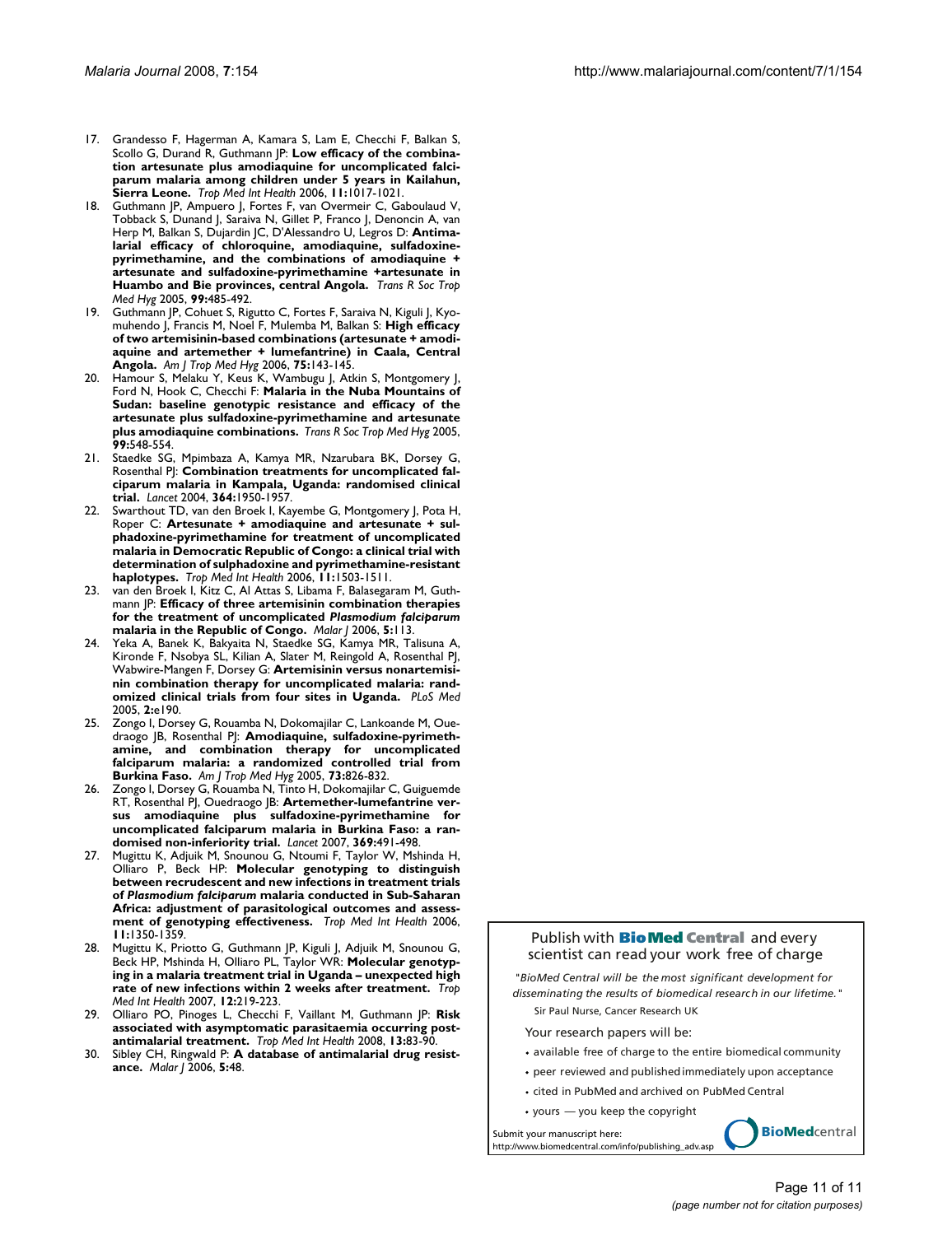17. Grandesso F, Hagerman A, Kamara S, Lam E, Checchi F, Balkan S, Scollo G, Durand R, Guthmann JP: **Low efficacy of the combination artesunate plus amodiaquine for uncomplicated falciparum malaria among children under 5 years in Kailahun, Sierra Leone.** *Trop Med Int Health* 2006, **11:**1017-1021.
18. Guthmann JP, Ampuero J, Fortes F, van Overmeir C, Gaboulaud V, Tobback S, Dunand J, Saraiva N, Gillet P, Franco J, Denoncin A, van Herp M, Balkan S, Dujardin JC, D'Alessandro U, Legros D: **Antimalarial efficacy of chloroquine, amodiaquine, sulfadoxine-pyrimethamine, and the combinations of amodiaquine + artesunate and sulfadoxine-pyrimethamine +artesunate in Huambo and Bie provinces, central Angola.** *Trans R Soc Trop Med Hyg* 2005, **99:**485-492.
19. Guthmann JP, Cohuet S, Rigutto C, Fortes F, Saraiva N, Kiguli J, Kyomuhendo J, Francis M, Noel F, Mulemba M, Balkan S: **High efficacy of two artemisinin-based combinations (artesunate + amodiaquine and artemether + lumefantrine) in Caala, Central Angola.** *Am J Trop Med Hyg* 2006, **75:**143-145.
20. Hamour S, Melaku Y, Keus K, Wambugu J, Atkin S, Montgomery J, Ford N, Hook C, Checchi F: **Malaria in the Nuba Mountains of Sudan: baseline genotypic resistance and efficacy of the artesunate plus sulfadoxine-pyrimethamine and artesunate plus amodiaquine combinations.** *Trans R Soc Trop Med Hyg* 2005, **99:**548-554.
21. Staedke SG, Mpimbaza A, Kamya MR, Nzarubara BK, Dorsey G, Rosenthal PJ: **Combination treatments for uncomplicated falciparum malaria in Kampala, Uganda: randomised clinical trial.** *Lancet* 2004, **364:**1950-1957.
22. Swarthout TD, van den Broek I, Kayembe G, Montgomery J, Pota H, Roper C: **Artesunate + amodiaquine and artesunate + sulphadoxine-pyrimethamine for treatment of uncomplicated malaria in Democratic Republic of Congo: a clinical trial with determination of sulphadoxine and pyrimethamine-resistant haplotypes.** *Trop Med Int Health* 2006, **11:**1503-1511.
23. van den Broek I, Kitz C, Al Attas S, Libama F, Balasegaram M, Guthmann JP: **Efficacy of three artemisinin combination therapies for the treatment of uncomplicated *Plasmodium falciparum* malaria in the Republic of Congo.** *Malar J* 2006, **5:**113.
24. Yeka A, Banek K, Bakyaita N, Staedke SG, Kamya MR, Talisuna A, Kironde F, Nsobya SL, Kilian A, Slater M, Reingold A, Rosenthal PJ, Wabwire-Mangen F, Dorsey G: **Artemisinin versus nonartemisinin combination therapy for uncomplicated malaria: randomized clinical trials from four sites in Uganda.** *PLoS Med* 2005, **2:**e190.
25. Zongo I, Dorsey G, Rouamba N, Dokomajilar C, Lankoande M, Ouedraogo JB, Rosenthal PJ: **Amodiaquine, sulfadoxine-pyrimethamine, and combination therapy for uncomplicated falciparum malaria: a randomized controlled trial from Burkina Faso.** *Am J Trop Med Hyg* 2005, **73:**826-832.
26. Zongo I, Dorsey G, Rouamba N, Tinto H, Dokomajilar C, Guiguemde RT, Rosenthal PJ, Ouedraogo JB: **Artemether-lumefantrine versus amodiaquine plus sulfadoxine-pyrimethamine for uncomplicated falciparum malaria in Burkina Faso: a randomised non-inferiority trial.** *Lancet* 2007, **369:**491-498.
27. Mugittu K, Adjuik M, Snounou G, Ntoumi F, Taylor W, Mshinda H, Olliaro P, Beck HP: **Molecular genotyping to distinguish between recrudescent and new infections in treatment trials of *Plasmodium falciparum* malaria conducted in Sub-Saharan Africa: adjustment of parasitological outcomes and assessment of genotyping effectiveness.** *Trop Med Int Health* 2006, **11:**1350-1359.
28. Mugittu K, Priotto G, Guthmann JP, Kiguli J, Adjuik M, Snounou G, Beck HP, Mshinda H, Olliaro PL, Taylor WR: **Molecular genotyping in a malaria treatment trial in Uganda – unexpected high rate of new infections within 2 weeks after treatment.** *Trop Med Int Health* 2007, **12:**219-223.
29. Olliaro PO, Pinoges L, Checchi F, Vaillant M, Guthmann JP: **Risk associated with asymptomatic parasitaemia occurring post-antimalarial treatment.** *Trop Med Int Health* 2008, **13:**83-90.
30. Sibley CH, Ringwald P: **A database of antimalarial drug resistance.** *Malar J* 2006, **5:**48.

Publish with **BioMed Central** and every scientist can read your work free of charge

*"BioMed Central will be the most significant development for disseminating the results of biomedical research in our lifetime."*
Sir Paul Nurse, Cancer Research UK

Your research papers will be:

- available free of charge to the entire biomedical community
- peer reviewed and published immediately upon acceptance
- cited in PubMed and archived on PubMed Central
- yours — you keep the copyright

Submit your manuscript here:
http://www.biomedcentral.com/info/publishing_adv.asp

**BioMed**central